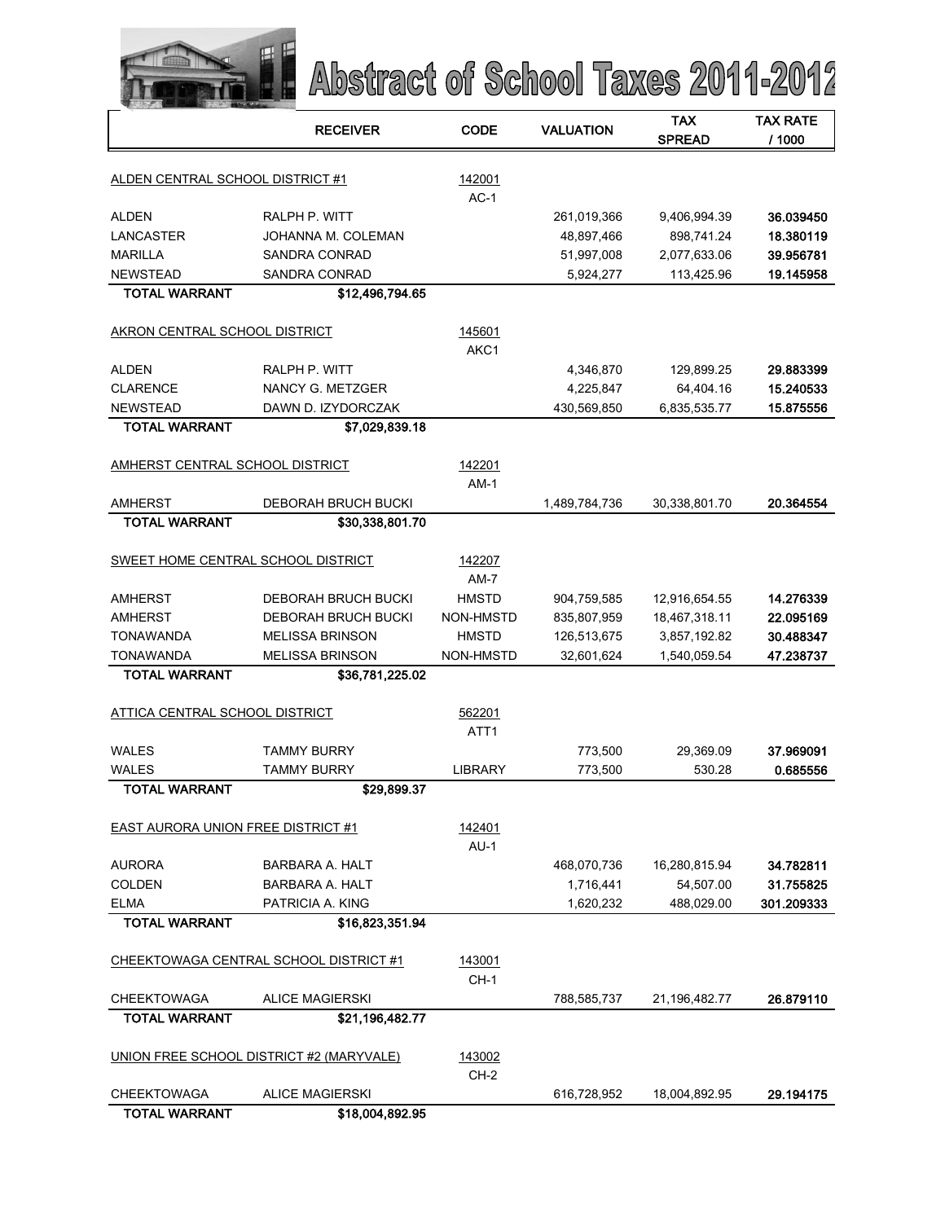# Abstract of School Taxes 2011-2012

| | RECEIVER | CODE | VALUATION | TAX SPREAD | TAX RATE / 1000 |
|---|---|---|---|---|---|
| ALDEN CENTRAL SCHOOL DISTRICT #1 | | 142001 | | | |
| | | AC-1 | | | |
| ALDEN | RALPH P. WITT | | 261,019,366 | 9,406,994.39 | **36.039450** |
| LANCASTER | JOHANNA M. COLEMAN | | 48,897,466 | 898,741.24 | **18.380119** |
| MARILLA | SANDRA CONRAD | | 51,997,008 | 2,077,633.06 | **39.956781** |
| NEWSTEAD | SANDRA CONRAD | | 5,924,277 | 113,425.96 | **19.145958** |
| **TOTAL WARRANT** | **$12,496,794.65** | | | | |
| AKRON CENTRAL SCHOOL DISTRICT | | 145601 | | | |
| | | AKC1 | | | |
| ALDEN | RALPH P. WITT | | 4,346,870 | 129,899.25 | **29.883399** |
| CLARENCE | NANCY G. METZGER | | 4,225,847 | 64,404.16 | **15.240533** |
| NEWSTEAD | DAWN D. IZYDORCZAK | | 430,569,850 | 6,835,535.77 | **15.875556** |
| **TOTAL WARRANT** | **$7,029,839.18** | | | | |
| AMHERST CENTRAL SCHOOL DISTRICT | | 142201 | | | |
| | | AM-1 | | | |
| AMHERST | DEBORAH BRUCH BUCKI | | 1,489,784,736 | 30,338,801.70 | **20.364554** |
| **TOTAL WARRANT** | **$30,338,801.70** | | | | |
| SWEET HOME CENTRAL SCHOOL DISTRICT | | 142207 | | | |
| | | AM-7 | | | |
| AMHERST | DEBORAH BRUCH BUCKI | HMSTD | 904,759,585 | 12,916,654.55 | **14.276339** |
| AMHERST | DEBORAH BRUCH BUCKI | NON-HMSTD | 835,807,959 | 18,467,318.11 | **22.095169** |
| TONAWANDA | MELISSA BRINSON | HMSTD | 126,513,675 | 3,857,192.82 | **30.488347** |
| TONAWANDA | MELISSA BRINSON | NON-HMSTD | 32,601,624 | 1,540,059.54 | **47.238737** |
| **TOTAL WARRANT** | **$36,781,225.02** | | | | |
| ATTICA CENTRAL SCHOOL DISTRICT | | 562201 | | | |
| | | ATT1 | | | |
| WALES | TAMMY BURRY | | 773,500 | 29,369.09 | **37.969091** |
| WALES | TAMMY BURRY | LIBRARY | 773,500 | 530.28 | **0.685556** |
| **TOTAL WARRANT** | **$29,899.37** | | | | |
| EAST AURORA UNION FREE DISTRICT #1 | | 142401 | | | |
| | | AU-1 | | | |
| AURORA | BARBARA A. HALT | | 468,070,736 | 16,280,815.94 | **34.782811** |
| COLDEN | BARBARA A. HALT | | 1,716,441 | 54,507.00 | **31.755825** |
| ELMA | PATRICIA A. KING | | 1,620,232 | 488,029.00 | **301.209333** |
| **TOTAL WARRANT** | **$16,823,351.94** | | | | |
| CHEEKTOWAGA CENTRAL SCHOOL DISTRICT #1 | | 143001 | | | |
| | | CH-1 | | | |
| CHEEKTOWAGA | ALICE MAGIERSKI | | 788,585,737 | 21,196,482.77 | **26.879110** |
| **TOTAL WARRANT** | **$21,196,482.77** | | | | |
| UNION FREE SCHOOL DISTRICT #2 (MARYVALE) | | 143002 | | | |
| | | CH-2 | | | |
| CHEEKTOWAGA | ALICE MAGIERSKI | | 616,728,952 | 18,004,892.95 | **29.194175** |
| **TOTAL WARRANT** | **$18,004,892.95** | | | | |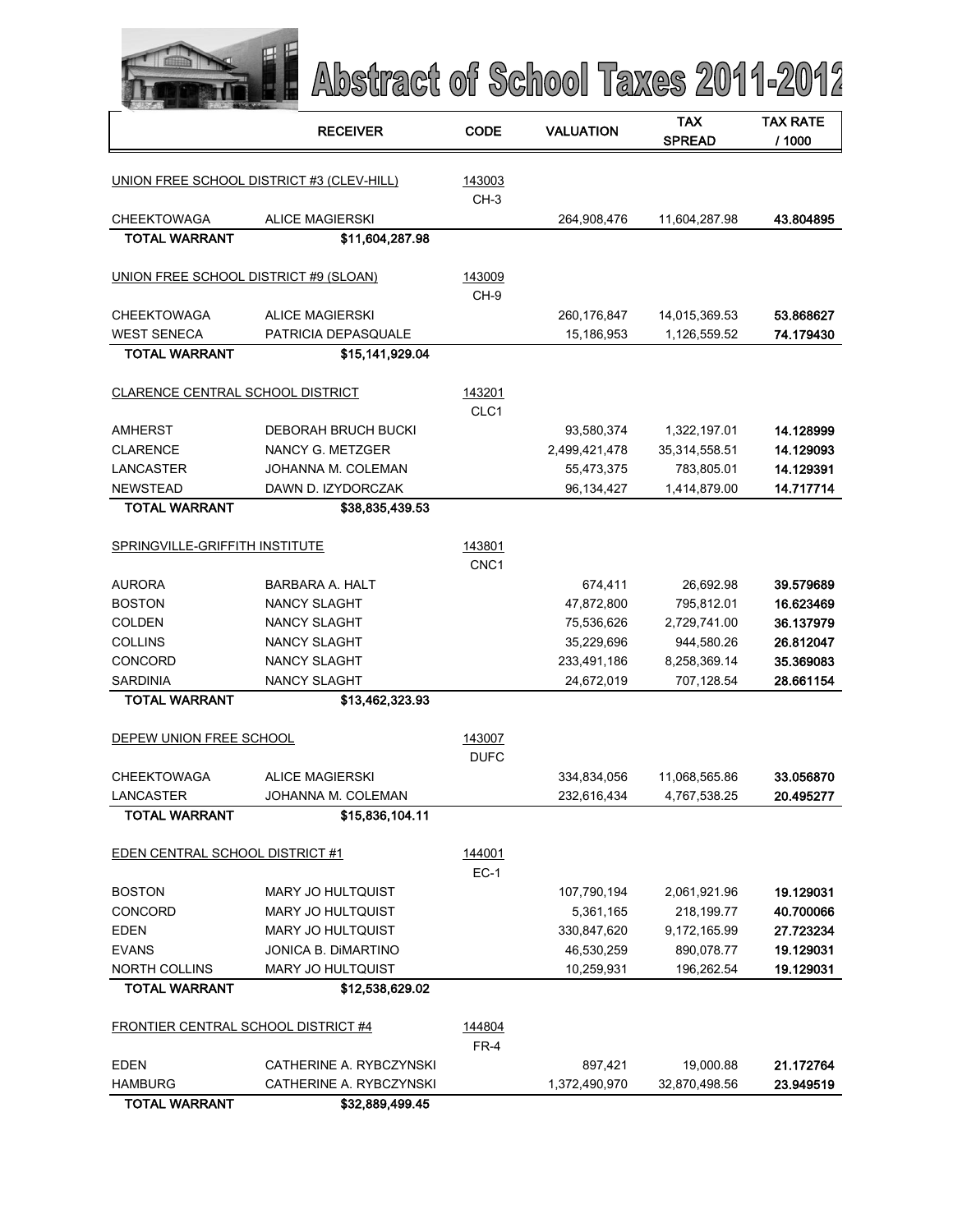# Abstract of School Taxes 2011-2012

| | RECEIVER | CODE | VALUATION | TAX SPREAD | TAX RATE / 1000 |
|---|---|---|---|---|---|
| UNION FREE SCHOOL DISTRICT #3 (CLEV-HILL) | | 143003 CH-3 | | | |
| CHEEKTOWAGA | ALICE MAGIERSKI | | 264,908,476 | 11,604,287.98 | **43.804895** |
| **TOTAL WARRANT** | **$11,604,287.98** | | | | |
| UNION FREE SCHOOL DISTRICT #9 (SLOAN) | | 143009 CH-9 | | | |
| CHEEKTOWAGA | ALICE MAGIERSKI | | 260,176,847 | 14,015,369.53 | **53.868627** |
| WEST SENECA | PATRICIA DEPASQUALE | | 15,186,953 | 1,126,559.52 | **74.179430** |
| **TOTAL WARRANT** | **$15,141,929.04** | | | | |
| CLARENCE CENTRAL SCHOOL DISTRICT | | 143201 CLC1 | | | |
| AMHERST | DEBORAH BRUCH BUCKI | | 93,580,374 | 1,322,197.01 | **14.128999** |
| CLARENCE | NANCY G. METZGER | | 2,499,421,478 | 35,314,558.51 | **14.129093** |
| LANCASTER | JOHANNA M. COLEMAN | | 55,473,375 | 783,805.01 | **14.129391** |
| NEWSTEAD | DAWN D. IZYDORCZAK | | 96,134,427 | 1,414,879.00 | **14.717714** |
| **TOTAL WARRANT** | **$38,835,439.53** | | | | |
| SPRINGVILLE-GRIFFITH INSTITUTE | | 143801 CNC1 | | | |
| AURORA | BARBARA A. HALT | | 674,411 | 26,692.98 | **39.579689** |
| BOSTON | NANCY SLAGHT | | 47,872,800 | 795,812.01 | **16.623469** |
| COLDEN | NANCY SLAGHT | | 75,536,626 | 2,729,741.00 | **36.137979** |
| COLLINS | NANCY SLAGHT | | 35,229,696 | 944,580.26 | **26.812047** |
| CONCORD | NANCY SLAGHT | | 233,491,186 | 8,258,369.14 | **35.369083** |
| SARDINIA | NANCY SLAGHT | | 24,672,019 | 707,128.54 | **28.661154** |
| **TOTAL WARRANT** | **$13,462,323.93** | | | | |
| DEPEW UNION FREE SCHOOL | | 143007 DUFC | | | |
| CHEEKTOWAGA | ALICE MAGIERSKI | | 334,834,056 | 11,068,565.86 | **33.056870** |
| LANCASTER | JOHANNA M. COLEMAN | | 232,616,434 | 4,767,538.25 | **20.495277** |
| **TOTAL WARRANT** | **$15,836,104.11** | | | | |
| EDEN CENTRAL SCHOOL DISTRICT #1 | | 144001 EC-1 | | | |
| BOSTON | MARY JO HULTQUIST | | 107,790,194 | 2,061,921.96 | **19.129031** |
| CONCORD | MARY JO HULTQUIST | | 5,361,165 | 218,199.77 | **40.700066** |
| EDEN | MARY JO HULTQUIST | | 330,847,620 | 9,172,165.99 | **27.723234** |
| EVANS | JONICA B. DiMARTINO | | 46,530,259 | 890,078.77 | **19.129031** |
| NORTH COLLINS | MARY JO HULTQUIST | | 10,259,931 | 196,262.54 | **19.129031** |
| **TOTAL WARRANT** | **$12,538,629.02** | | | | |
| FRONTIER CENTRAL SCHOOL DISTRICT #4 | | 144804 FR-4 | | | |
| EDEN | CATHERINE A. RYBCZYNSKI | | 897,421 | 19,000.88 | **21.172764** |
| HAMBURG | CATHERINE A. RYBCZYNSKI | | 1,372,490,970 | 32,870,498.56 | **23.949519** |
| **TOTAL WARRANT** | **$32,889,499.45** | | | | |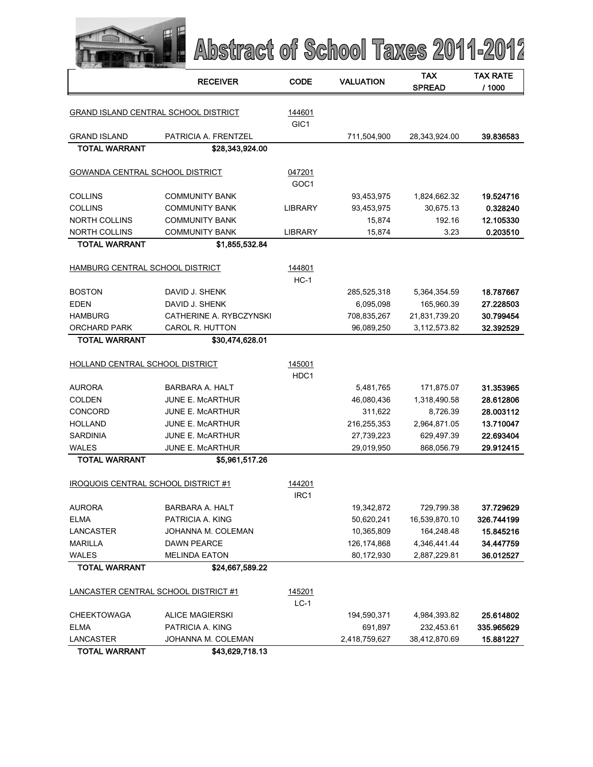# Abstract of School Taxes 2011-2012

| | RECEIVER | CODE | VALUATION | TAX SPREAD | TAX RATE / 1000 |
|---|---|---|---|---|---|
| GRAND ISLAND CENTRAL SCHOOL DISTRICT | | 144601 | | | |
| | | GIC1 | | | |
| GRAND ISLAND | PATRICIA A. FRENTZEL | | 711,504,900 | 28,343,924.00 | 39.836583 |
| **TOTAL WARRANT** | **$28,343,924.00** | | | | |
| GOWANDA CENTRAL SCHOOL DISTRICT | | 047201 | | | |
| | | GOC1 | | | |
| COLLINS | COMMUNITY BANK | | 93,453,975 | 1,824,662.32 | 19.524716 |
| COLLINS | COMMUNITY BANK | LIBRARY | 93,453,975 | 30,675.13 | 0.328240 |
| NORTH COLLINS | COMMUNITY BANK | | 15,874 | 192.16 | 12.105330 |
| NORTH COLLINS | COMMUNITY BANK | LIBRARY | 15,874 | 3.23 | 0.203510 |
| **TOTAL WARRANT** | **$1,855,532.84** | | | | |
| HAMBURG CENTRAL SCHOOL DISTRICT | | 144801 | | | |
| | | HC-1 | | | |
| BOSTON | DAVID J. SHENK | | 285,525,318 | 5,364,354.59 | 18.787667 |
| EDEN | DAVID J. SHENK | | 6,095,098 | 165,960.39 | 27.228503 |
| HAMBURG | CATHERINE A. RYBCZYNSKI | | 708,835,267 | 21,831,739.20 | 30.799454 |
| ORCHARD PARK | CAROL R. HUTTON | | 96,089,250 | 3,112,573.82 | 32.392529 |
| **TOTAL WARRANT** | **$30,474,628.01** | | | | |
| HOLLAND CENTRAL SCHOOL DISTRICT | | 145001 | | | |
| | | HDC1 | | | |
| AURORA | BARBARA A. HALT | | 5,481,765 | 171,875.07 | 31.353965 |
| COLDEN | JUNE E. McARTHUR | | 46,080,436 | 1,318,490.58 | 28.612806 |
| CONCORD | JUNE E. McARTHUR | | 311,622 | 8,726.39 | 28.003112 |
| HOLLAND | JUNE E. McARTHUR | | 216,255,353 | 2,964,871.05 | 13.710047 |
| SARDINIA | JUNE E. McARTHUR | | 27,739,223 | 629,497.39 | 22.693404 |
| WALES | JUNE E. McARTHUR | | 29,019,950 | 868,056.79 | 29.912415 |
| **TOTAL WARRANT** | **$5,961,517.26** | | | | |
| IROQUOIS CENTRAL SCHOOL DISTRICT #1 | | 144201 | | | |
| | | IRC1 | | | |
| AURORA | BARBARA A. HALT | | 19,342,872 | 729,799.38 | 37.729629 |
| ELMA | PATRICIA A. KING | | 50,620,241 | 16,539,870.10 | 326.744199 |
| LANCASTER | JOHANNA M. COLEMAN | | 10,365,809 | 164,248.48 | 15.845216 |
| MARILLA | DAWN PEARCE | | 126,174,868 | 4,346,441.44 | 34.447759 |
| WALES | MELINDA EATON | | 80,172,930 | 2,887,229.81 | 36.012527 |
| **TOTAL WARRANT** | **$24,667,589.22** | | | | |
| LANCASTER CENTRAL SCHOOL DISTRICT #1 | | 145201 | | | |
| | | LC-1 | | | |
| CHEEKTOWAGA | ALICE MAGIERSKI | | 194,590,371 | 4,984,393.82 | 25.614802 |
| ELMA | PATRICIA A. KING | | 691,897 | 232,453.61 | 335.965629 |
| LANCASTER | JOHANNA M. COLEMAN | | 2,418,759,627 | 38,412,870.69 | 15.881227 |
| **TOTAL WARRANT** | **$43,629,718.13** | | | | |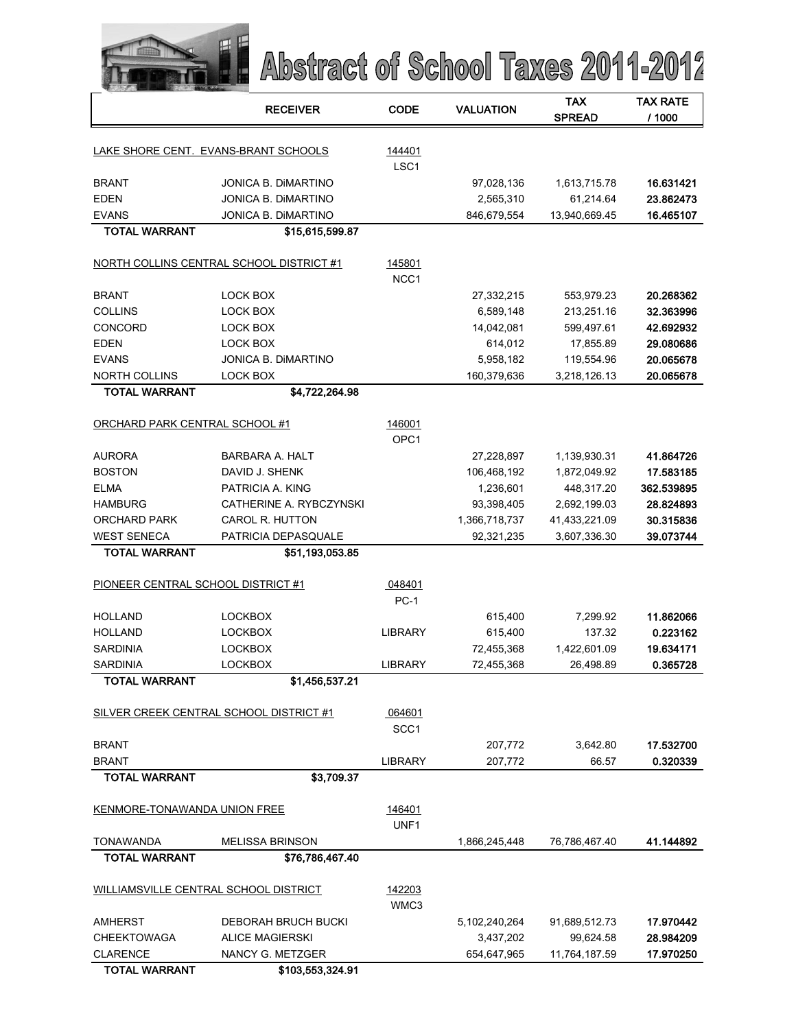# Abstract of School Taxes 2011-2012

| | RECEIVER | CODE | VALUATION | TAX SPREAD | TAX RATE / 1000 |
|---|---|---|---|---|---|
| LAKE SHORE CENT. EVANS-BRANT SCHOOLS | | 144401 LSC1 | | | |
| BRANT | JONICA B. DiMARTINO | | 97,028,136 | 1,613,715.78 | **16.631421** |
| EDEN | JONICA B. DiMARTINO | | 2,565,310 | 61,214.64 | **23.862473** |
| EVANS | JONICA B. DiMARTINO | | 846,679,554 | 13,940,669.45 | **16.465107** |
| **TOTAL WARRANT** | **$15,615,599.87** | | | | |
| NORTH COLLINS CENTRAL SCHOOL DISTRICT #1 | | 145801 NCC1 | | | |
| BRANT | LOCK BOX | | 27,332,215 | 553,979.23 | **20.268362** |
| COLLINS | LOCK BOX | | 6,589,148 | 213,251.16 | **32.363996** |
| CONCORD | LOCK BOX | | 14,042,081 | 599,497.61 | **42.692932** |
| EDEN | LOCK BOX | | 614,012 | 17,855.89 | **29.080686** |
| EVANS | JONICA B. DiMARTINO | | 5,958,182 | 119,554.96 | **20.065678** |
| NORTH COLLINS | LOCK BOX | | 160,379,636 | 3,218,126.13 | **20.065678** |
| **TOTAL WARRANT** | **$4,722,264.98** | | | | |
| ORCHARD PARK CENTRAL SCHOOL #1 | | 146001 OPC1 | | | |
| AURORA | BARBARA A. HALT | | 27,228,897 | 1,139,930.31 | **41.864726** |
| BOSTON | DAVID J. SHENK | | 106,468,192 | 1,872,049.92 | **17.583185** |
| ELMA | PATRICIA A. KING | | 1,236,601 | 448,317.20 | **362.539895** |
| HAMBURG | CATHERINE A. RYBCZYNSKI | | 93,398,405 | 2,692,199.03 | **28.824893** |
| ORCHARD PARK | CAROL R. HUTTON | | 1,366,718,737 | 41,433,221.09 | **30.315836** |
| WEST SENECA | PATRICIA DEPASQUALE | | 92,321,235 | 3,607,336.30 | **39.073744** |
| **TOTAL WARRANT** | **$51,193,053.85** | | | | |
| PIONEER CENTRAL SCHOOL DISTRICT #1 | | 048401 PC-1 | | | |
| HOLLAND | LOCKBOX | | 615,400 | 7,299.92 | **11.862066** |
| HOLLAND | LOCKBOX | LIBRARY | 615,400 | 137.32 | **0.223162** |
| SARDINIA | LOCKBOX | | 72,455,368 | 1,422,601.09 | **19.634171** |
| SARDINIA | LOCKBOX | LIBRARY | 72,455,368 | 26,498.89 | **0.365728** |
| **TOTAL WARRANT** | **$1,456,537.21** | | | | |
| SILVER CREEK CENTRAL SCHOOL DISTRICT #1 | | 064601 SCC1 | | | |
| BRANT | | | 207,772 | 3,642.80 | **17.532700** |
| BRANT | | LIBRARY | 207,772 | 66.57 | **0.320339** |
| **TOTAL WARRANT** | **$3,709.37** | | | | |
| KENMORE-TONAWANDA UNION FREE | | 146401 UNF1 | | | |
| TONAWANDA | MELISSA BRINSON | | 1,866,245,448 | 76,786,467.40 | **41.144892** |
| **TOTAL WARRANT** | **$76,786,467.40** | | | | |
| WILLIAMSVILLE CENTRAL SCHOOL DISTRICT | | 142203 WMC3 | | | |
| AMHERST | DEBORAH BRUCH BUCKI | | 5,102,240,264 | 91,689,512.73 | **17.970442** |
| CHEEKTOWAGA | ALICE MAGIERSKI | | 3,437,202 | 99,624.58 | **28.984209** |
| CLARENCE | NANCY G. METZGER | | 654,647,965 | 11,764,187.59 | **17.970250** |
| **TOTAL WARRANT** | **$103,553,324.91** | | | | |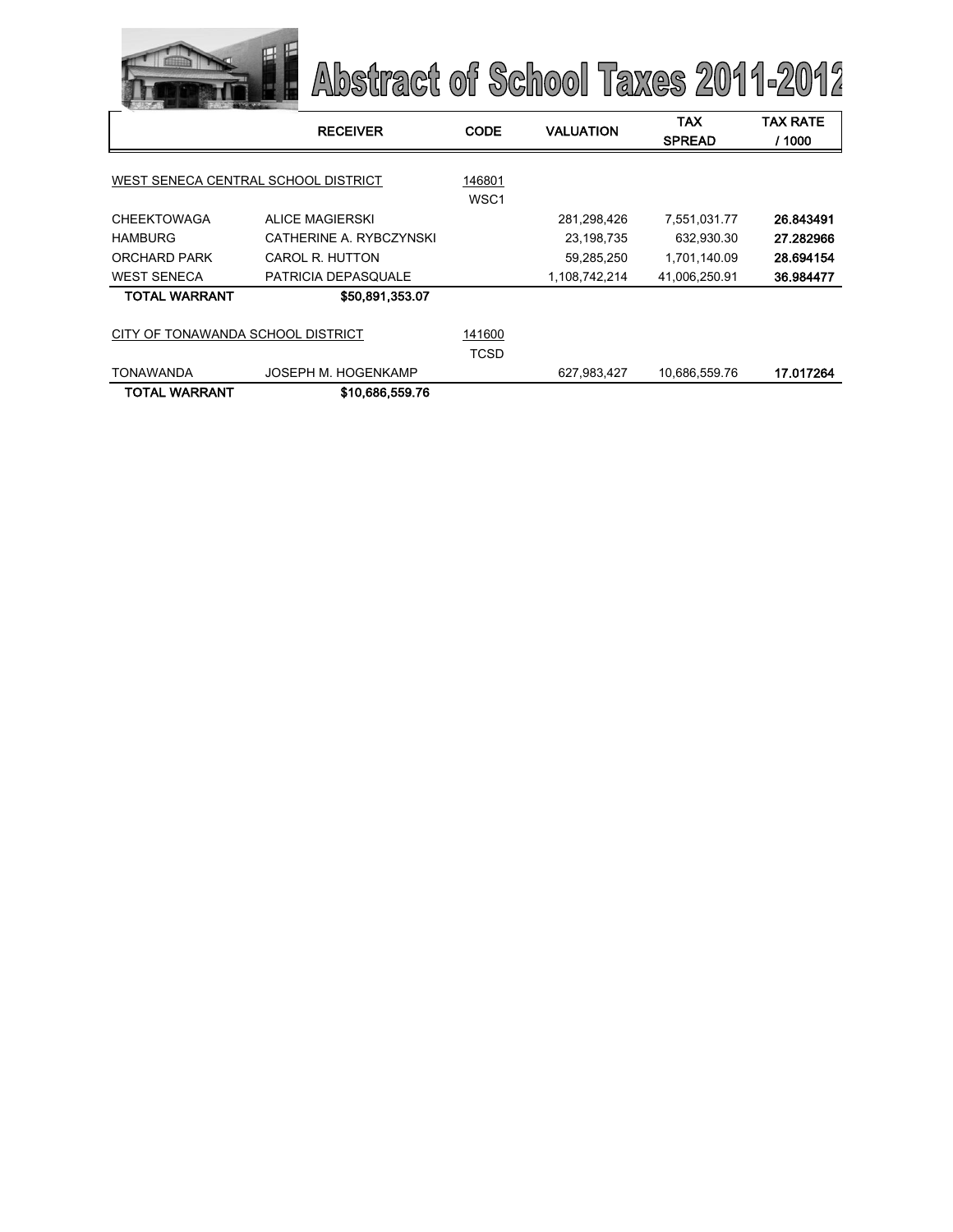# Abstract of School Taxes 2011-2012

| | RECEIVER | CODE | VALUATION | TAX SPREAD | TAX RATE / 1000 |
|---|---|---|---|---|---|
| WEST SENECA CENTRAL SCHOOL DISTRICT | | 146801 | | | |
| | | WSC1 | | | |
| CHEEKTOWAGA | ALICE MAGIERSKI | | 281,298,426 | 7,551,031.77 | **26.843491** |
| HAMBURG | CATHERINE A. RYBCZYNSKI | | 23,198,735 | 632,930.30 | **27.282966** |
| ORCHARD PARK | CAROL R. HUTTON | | 59,285,250 | 1,701,140.09 | **28.694154** |
| WEST SENECA | PATRICIA DEPASQUALE | | 1,108,742,214 | 41,006,250.91 | **36.984477** |
| **TOTAL WARRANT** | **$50,891,353.07** | | | | |
| CITY OF TONAWANDA SCHOOL DISTRICT | | 141600 | | | |
| | | TCSD | | | |
| TONAWANDA | JOSEPH M. HOGENKAMP | | 627,983,427 | 10,686,559.76 | **17.017264** |
| **TOTAL WARRANT** | **$10,686,559.76** | | | | |